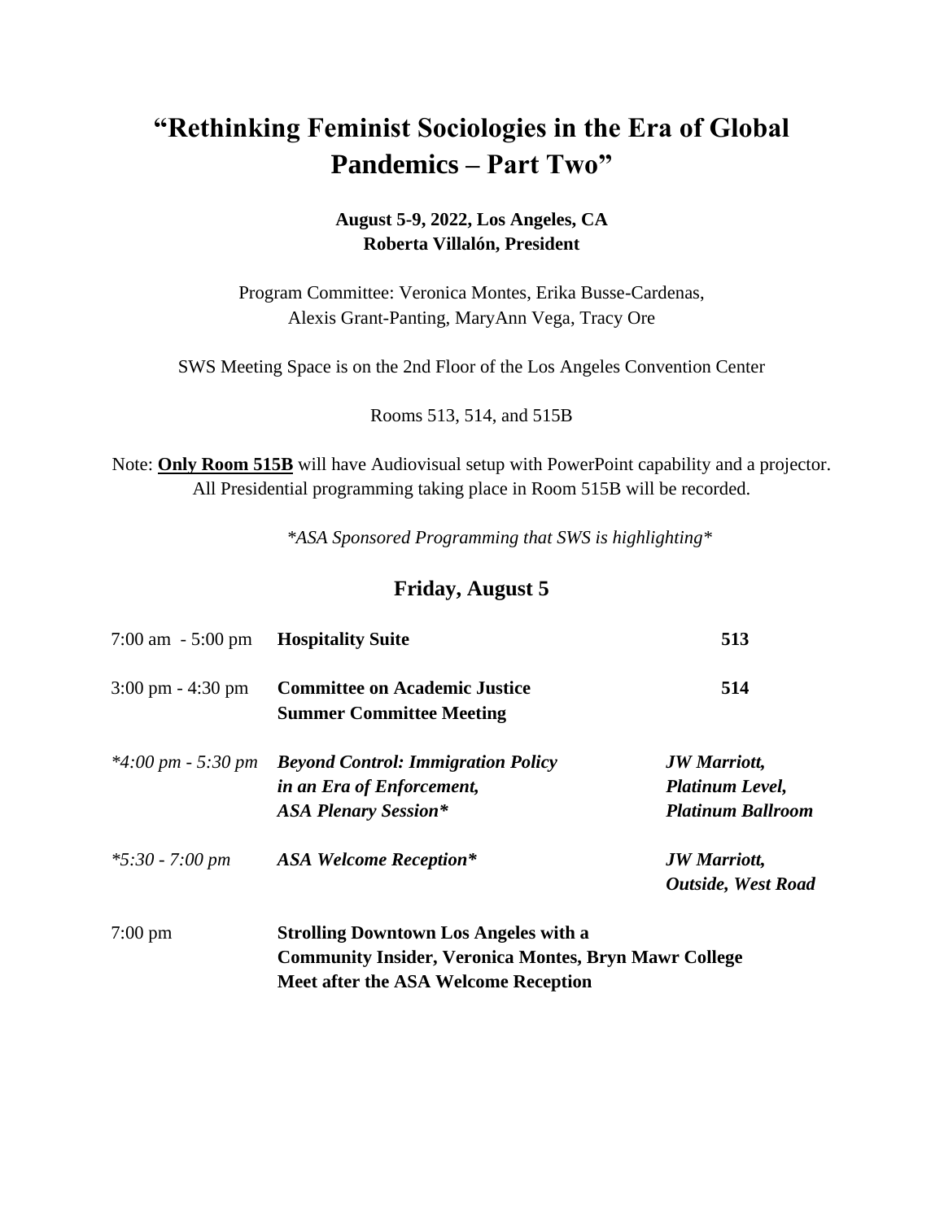# "Rethinking Feminist Sociologies in the Era of Global Pandemics – Part Two"

**August 5-9, 2022, Los Angeles, CA**
**Roberta Villalón, President**

Program Committee: Veronica Montes, Erika Busse-Cardenas, Alexis Grant-Panting, MaryAnn Vega, Tracy Ore

SWS Meeting Space is on the 2nd Floor of the Los Angeles Convention Center

Rooms 513, 514, and 515B

Note: **Only Room 515B** will have Audiovisual setup with PowerPoint capability and a projector. All Presidential programming taking place in Room 515B will be recorded.

*\*ASA Sponsored Programming that SWS is highlighting\**

## Friday, August 5

| | | |
|---|---|---|
| 7:00 am - 5:00 pm | **Hospitality Suite** | **513** |
| 3:00 pm - 4:30 pm | **Committee on Academic Justice Summer Committee Meeting** | **514** |
| *\*4:00 pm - 5:30 pm* | ***Beyond Control: Immigration Policy in an Era of Enforcement, ASA Plenary Session\**** | ***JW Marriott, Platinum Level, Platinum Ballroom*** |
| *\*5:30 - 7:00 pm* | ***ASA Welcome Reception\**** | ***JW Marriott, Outside, West Road*** |
| 7:00 pm | **Strolling Downtown Los Angeles with a Community Insider, Veronica Montes, Bryn Mawr College Meet after the ASA Welcome Reception** | |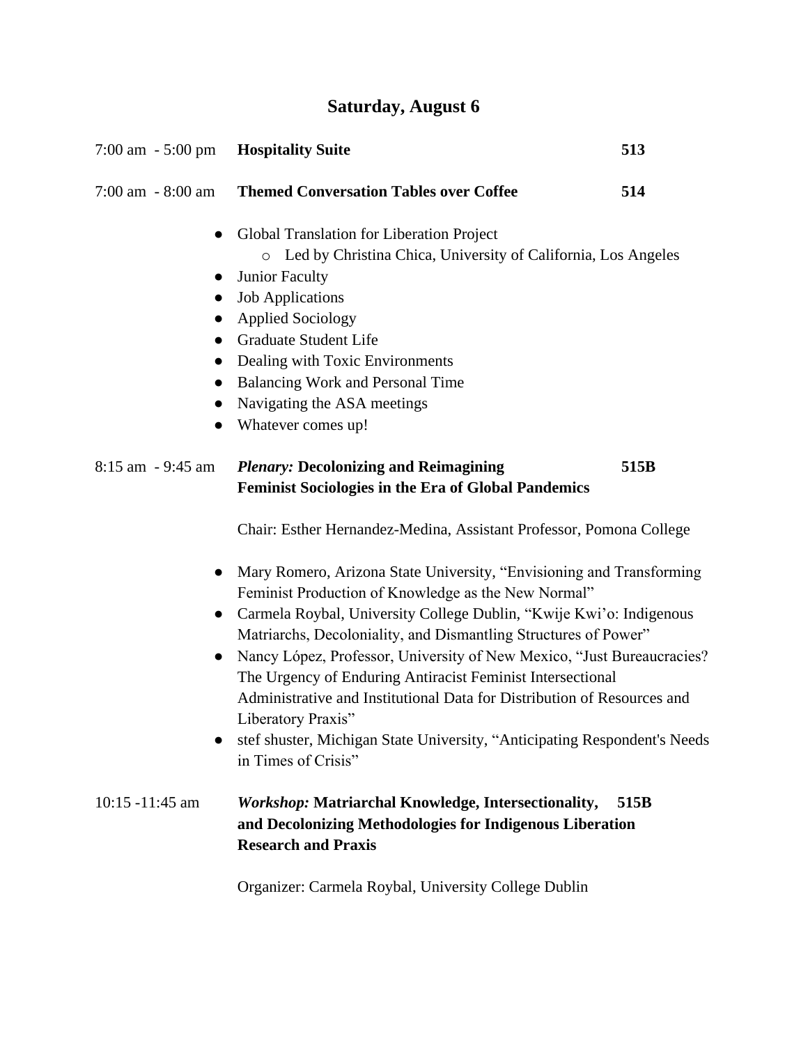## Saturday, August 6

7:00 am - 5:00 pm **Hospitality Suite** **513**

7:00 am - 8:00 am **Themed Conversation Tables over Coffee** **514**

- Global Translation for Liberation Project
    - Led by Christina Chica, University of California, Los Angeles
- Junior Faculty
- Job Applications
- Applied Sociology
- Graduate Student Life
- Dealing with Toxic Environments
- Balancing Work and Personal Time
- Navigating the ASA meetings
- Whatever comes up!

8:15 am - 9:45 am ***Plenary:* Decolonizing and Reimagining Feminist Sociologies in the Era of Global Pandemics** **515B**

Chair: Esther Hernandez-Medina, Assistant Professor, Pomona College

- Mary Romero, Arizona State University, "Envisioning and Transforming Feminist Production of Knowledge as the New Normal"
- Carmela Roybal, University College Dublin, "Kwije Kwi'o: Indigenous Matriarchs, Decoloniality, and Dismantling Structures of Power"
- Nancy López, Professor, University of New Mexico, "Just Bureaucracies? The Urgency of Enduring Antiracist Feminist Intersectional Administrative and Institutional Data for Distribution of Resources and Liberatory Praxis"
- stef shuster, Michigan State University, "Anticipating Respondent's Needs in Times of Crisis"

10:15 -11:45 am ***Workshop:* Matriarchal Knowledge, Intersectionality, and Decolonizing Methodologies for Indigenous Liberation Research and Praxis** **515B**

Organizer: Carmela Roybal, University College Dublin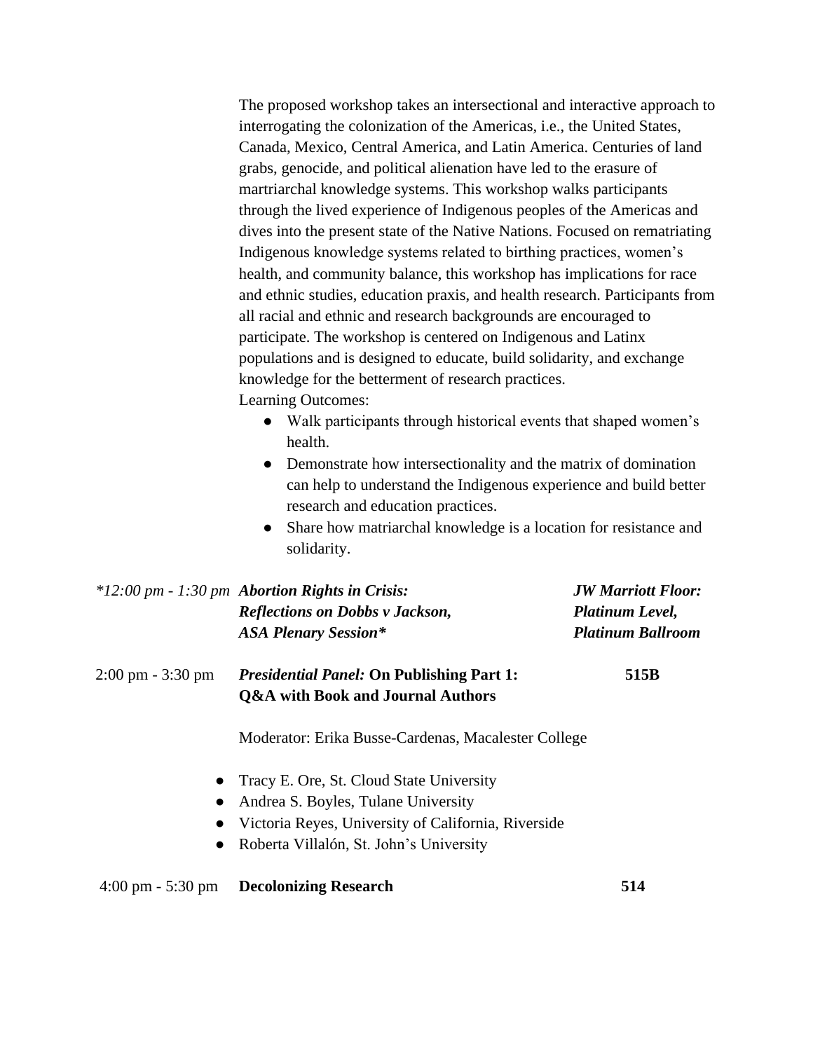The proposed workshop takes an intersectional and interactive approach to interrogating the colonization of the Americas, i.e., the United States, Canada, Mexico, Central America, and Latin America. Centuries of land grabs, genocide, and political alienation have led to the erasure of martriarchal knowledge systems. This workshop walks participants through the lived experience of Indigenous peoples of the Americas and dives into the present state of the Native Nations. Focused on rematriating Indigenous knowledge systems related to birthing practices, women's health, and community balance, this workshop has implications for race and ethnic studies, education praxis, and health research. Participants from all racial and ethnic and research backgrounds are encouraged to participate. The workshop is centered on Indigenous and Latinx populations and is designed to educate, build solidarity, and exchange knowledge for the betterment of research practices.

Learning Outcomes:

- Walk participants through historical events that shaped women's health.
- Demonstrate how intersectionality and the matrix of domination can help to understand the Indigenous experience and build better research and education practices.
- Share how matriarchal knowledge is a location for resistance and solidarity.

| | | |
|---|---|---|
| *\*12:00 pm - 1:30 pm* | ***Abortion Rights in Crisis: Reflections on Dobbs v Jackson, ASA Plenary Session\**** | ***JW Marriott Floor: Platinum Level, Platinum Ballroom*** |
| 2:00 pm - 3:30 pm | ***Presidential Panel:* On Publishing Part 1: Q&A with Book and Journal Authors** | **515B** |

Moderator: Erika Busse-Cardenas, Macalester College

- Tracy E. Ore, St. Cloud State University
- Andrea S. Boyles, Tulane University
- Victoria Reyes, University of California, Riverside
- Roberta Villalón, St. John's University

| | | |
|---|---|---|
| 4:00 pm - 5:30 pm | **Decolonizing Research** | **514** |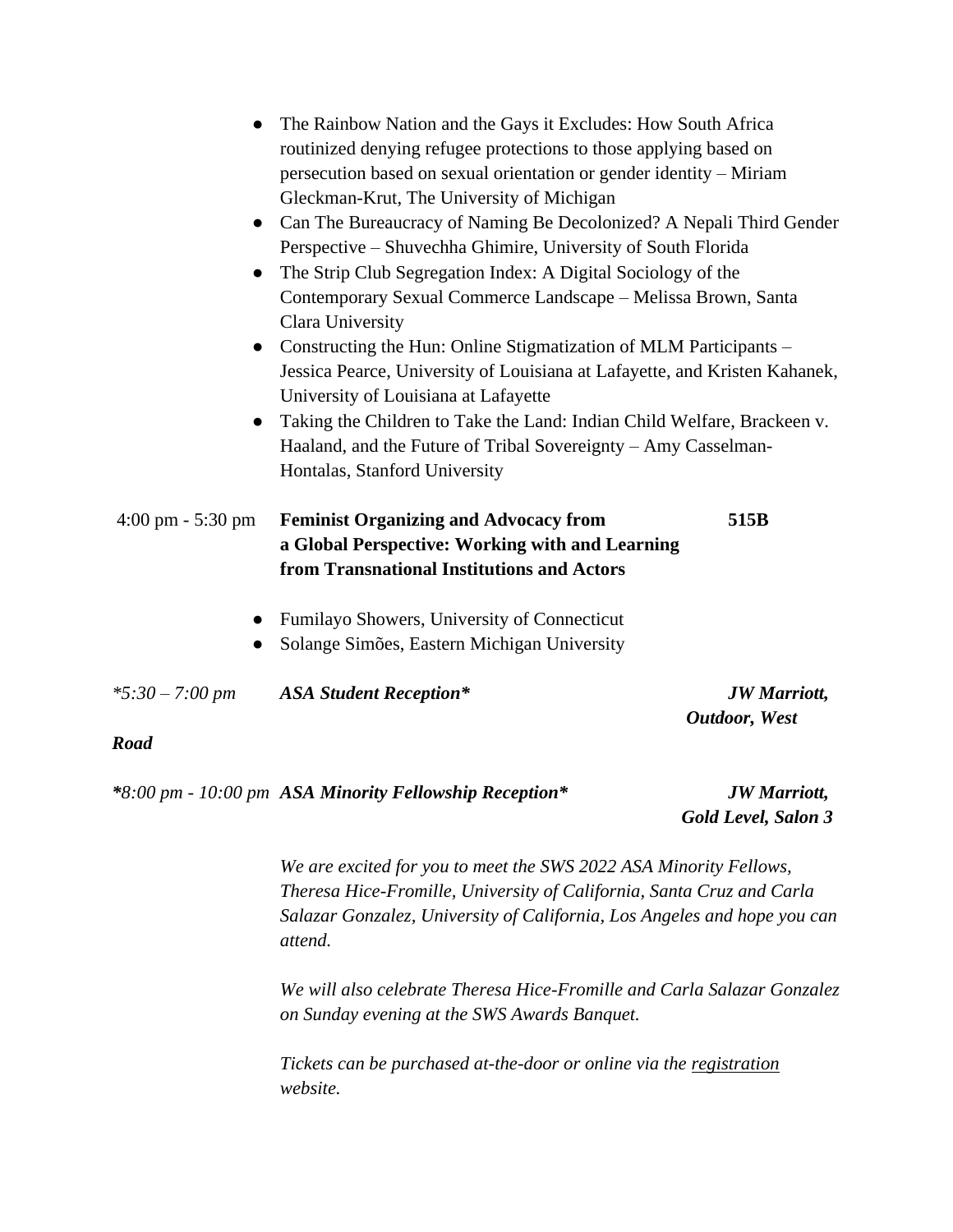- The Rainbow Nation and the Gays it Excludes: How South Africa routinized denying refugee protections to those applying based on persecution based on sexual orientation or gender identity – Miriam Gleckman-Krut, The University of Michigan
- Can The Bureaucracy of Naming Be Decolonized? A Nepali Third Gender Perspective – Shuvechha Ghimire, University of South Florida
- The Strip Club Segregation Index: A Digital Sociology of the Contemporary Sexual Commerce Landscape – Melissa Brown, Santa Clara University
- Constructing the Hun: Online Stigmatization of MLM Participants – Jessica Pearce, University of Louisiana at Lafayette, and Kristen Kahanek, University of Louisiana at Lafayette
- Taking the Children to Take the Land: Indian Child Welfare, Brackeen v. Haaland, and the Future of Tribal Sovereignty – Amy Casselman-Hontalas, Stanford University

4:00 pm - 5:30 pm **Feminist Organizing and Advocacy from a Global Perspective: Working with and Learning from Transnational Institutions and Actors** **515B**

- Fumilayo Showers, University of Connecticut
- Solange Simões, Eastern Michigan University

*\*5:30 – 7:00 pm* ***ASA Student Reception**** ***JW Marriott, Outdoor, West Road***

***8:00 pm - 10:00 pm** ***ASA Minority Fellowship Reception**** ***JW Marriott, Gold Level, Salon 3***

*We are excited for you to meet the SWS 2022 ASA Minority Fellows, Theresa Hice-Fromille, University of California, Santa Cruz and Carla Salazar Gonzalez, University of California, Los Angeles and hope you can attend.*

*We will also celebrate Theresa Hice-Fromille and Carla Salazar Gonzalez on Sunday evening at the SWS Awards Banquet.*

*Tickets can be purchased at-the-door or online via the registration website.*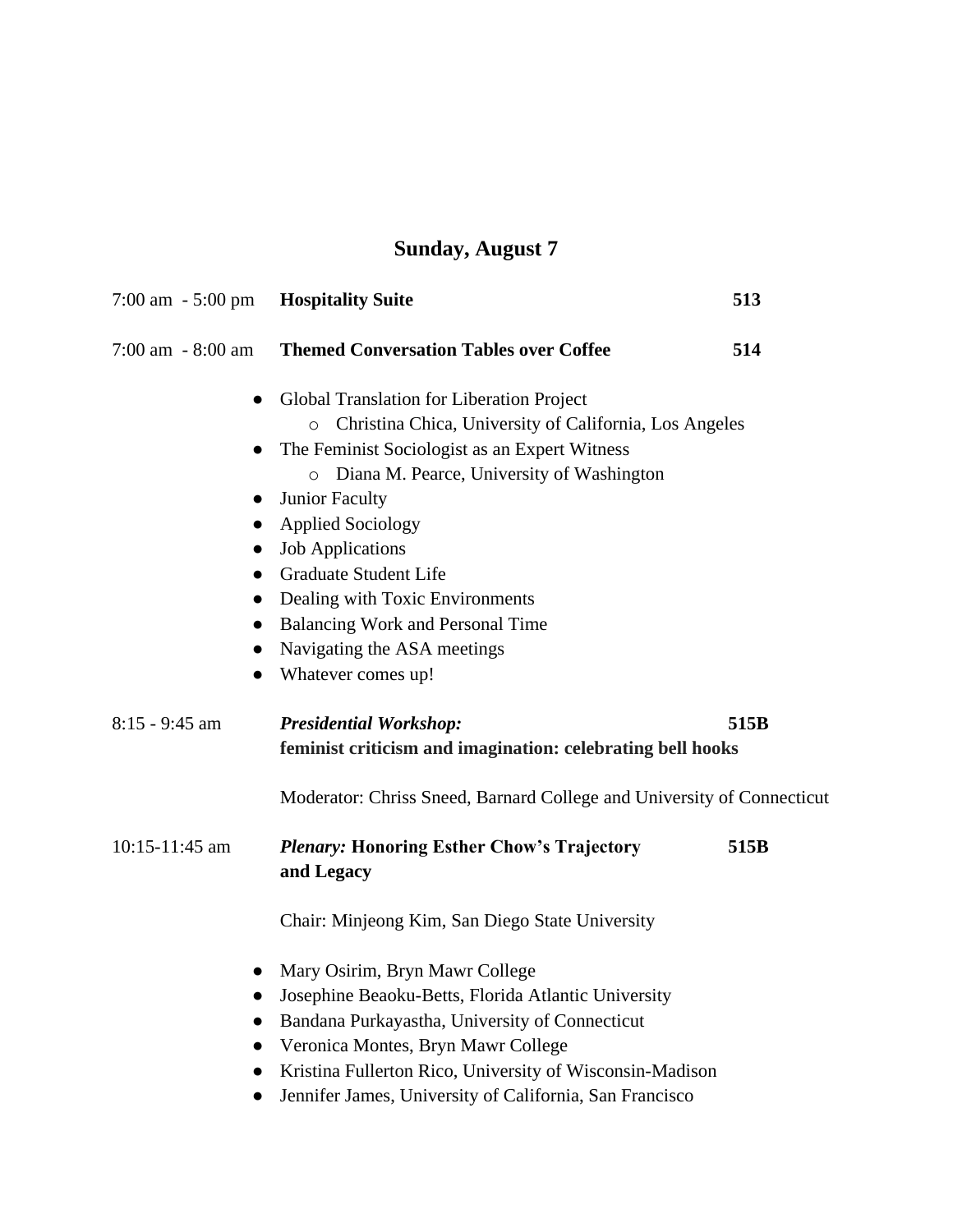## Sunday, August 7

7:00 am - 5:00 pm **Hospitality Suite** **513**

7:00 am - 8:00 am **Themed Conversation Tables over Coffee** **514**

- Global Translation for Liberation Project
    - Christina Chica, University of California, Los Angeles
- The Feminist Sociologist as an Expert Witness
    - Diana M. Pearce, University of Washington
- Junior Faculty
- Applied Sociology
- Job Applications
- Graduate Student Life
- Dealing with Toxic Environments
- Balancing Work and Personal Time
- Navigating the ASA meetings
- Whatever comes up!

8:15 - 9:45 am ***Presidential Workshop:*** **515B**
**feminist criticism and imagination: celebrating bell hooks**

Moderator: Chriss Sneed, Barnard College and University of Connecticut

10:15-11:45 am ***Plenary:* Honoring Esther Chow's Trajectory and Legacy** **515B**

Chair: Minjeong Kim, San Diego State University

- Mary Osirim, Bryn Mawr College
- Josephine Beaoku-Betts, Florida Atlantic University
- Bandana Purkayastha, University of Connecticut
- Veronica Montes, Bryn Mawr College
- Kristina Fullerton Rico, University of Wisconsin-Madison
- Jennifer James, University of California, San Francisco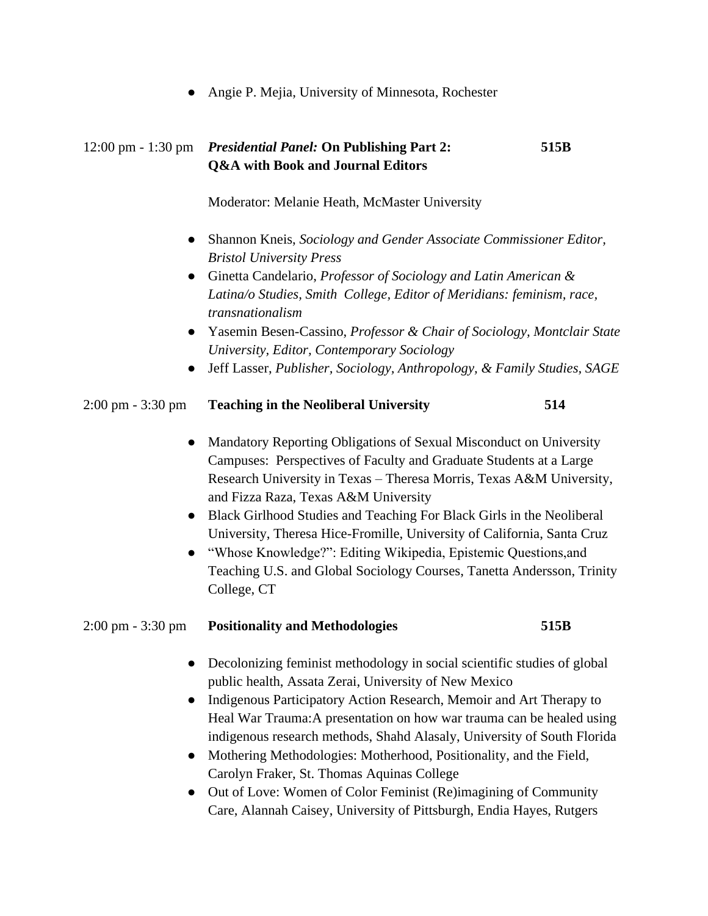- Angie P. Mejia, University of Minnesota, Rochester

12:00 pm - 1:30 pm ***Presidential Panel:*** **On Publishing Part 2: Q&A with Book and Journal Editors** **515B**

Moderator: Melanie Heath, McMaster University

- Shannon Kneis, *Sociology and Gender Associate Commissioner Editor, Bristol University Press*
- Ginetta Candelario, *Professor of Sociology and Latin American & Latina/o Studies, Smith College, Editor of Meridians: feminism, race, transnationalism*
- Yasemin Besen-Cassino, *Professor & Chair of Sociology, Montclair State University, Editor, Contemporary Sociology*
- Jeff Lasser, *Publisher, Sociology, Anthropology, & Family Studies, SAGE*

2:00 pm - 3:30 pm **Teaching in the Neoliberal University** **514**

- Mandatory Reporting Obligations of Sexual Misconduct on University Campuses: Perspectives of Faculty and Graduate Students at a Large Research University in Texas – Theresa Morris, Texas A&M University, and Fizza Raza, Texas A&M University
- Black Girlhood Studies and Teaching For Black Girls in the Neoliberal University, Theresa Hice-Fromille, University of California, Santa Cruz
- "Whose Knowledge?": Editing Wikipedia, Epistemic Questions,and Teaching U.S. and Global Sociology Courses, Tanetta Andersson, Trinity College, CT

2:00 pm - 3:30 pm **Positionality and Methodologies** **515B**

- Decolonizing feminist methodology in social scientific studies of global public health, Assata Zerai, University of New Mexico
- Indigenous Participatory Action Research, Memoir and Art Therapy to Heal War Trauma:A presentation on how war trauma can be healed using indigenous research methods, Shahd Alasaly, University of South Florida
- Mothering Methodologies: Motherhood, Positionality, and the Field, Carolyn Fraker, St. Thomas Aquinas College
- Out of Love: Women of Color Feminist (Re)imagining of Community Care, Alannah Caisey, University of Pittsburgh, Endia Hayes, Rutgers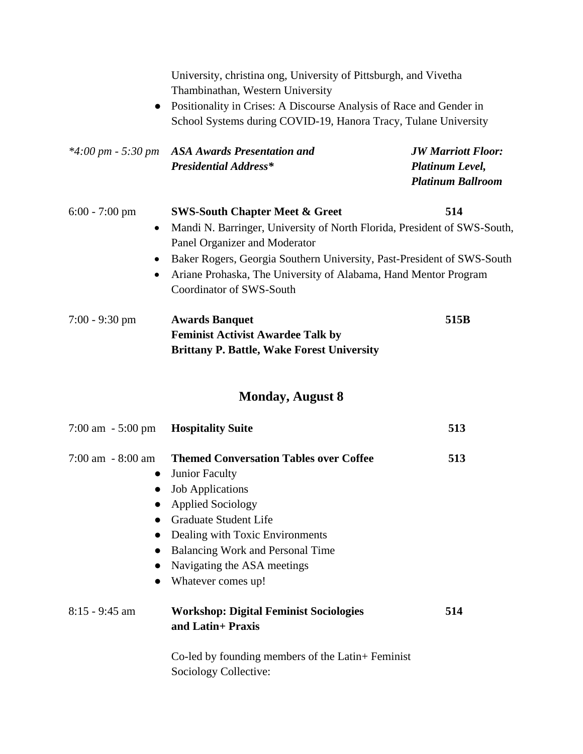University, christina ong, University of Pittsburgh, and Vivetha Thambinathan, Western University

- Positionality in Crises: A Discourse Analysis of Race and Gender in School Systems during COVID-19, Hanora Tracy, Tulane University

*4:00 pm - 5:30 pm* ***ASA Awards Presentation and Presidential Address**** ***JW Marriott Floor: Platinum Level, Platinum Ballroom***

6:00 - 7:00 pm **SWS-South Chapter Meet & Greet** **514**

- Mandi N. Barringer, University of North Florida, President of SWS-South, Panel Organizer and Moderator
- Baker Rogers, Georgia Southern University, Past-President of SWS-South
- Ariane Prohaska, The University of Alabama, Hand Mentor Program Coordinator of SWS-South

7:00 - 9:30 pm **Awards Banquet** **515B**
**Feminist Activist Awardee Talk by**
**Brittany P. Battle, Wake Forest University**

## Monday, August 8

7:00 am - 5:00 pm **Hospitality Suite** **513**

7:00 am - 8:00 am **Themed Conversation Tables over Coffee** **513**

- Junior Faculty
- Job Applications
- Applied Sociology
- Graduate Student Life
- Dealing with Toxic Environments
- Balancing Work and Personal Time
- Navigating the ASA meetings
- Whatever comes up!

8:15 - 9:45 am **Workshop: Digital Feminist Sociologies and Latin+ Praxis** **514**

Co-led by founding members of the Latin+ Feminist Sociology Collective: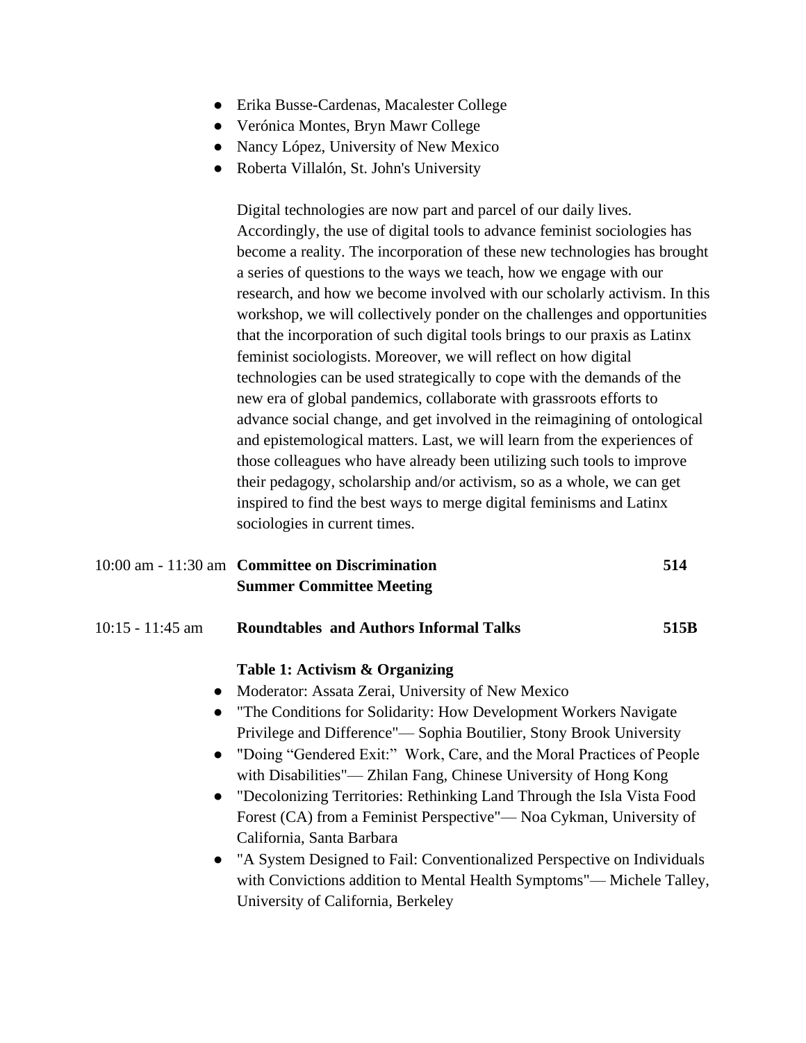- Erika Busse-Cardenas, Macalester College
- Verónica Montes, Bryn Mawr College
- Nancy López, University of New Mexico
- Roberta Villalón, St. John's University

Digital technologies are now part and parcel of our daily lives. Accordingly, the use of digital tools to advance feminist sociologies has become a reality. The incorporation of these new technologies has brought a series of questions to the ways we teach, how we engage with our research, and how we become involved with our scholarly activism. In this workshop, we will collectively ponder on the challenges and opportunities that the incorporation of such digital tools brings to our praxis as Latinx feminist sociologists. Moreover, we will reflect on how digital technologies can be used strategically to cope with the demands of the new era of global pandemics, collaborate with grassroots efforts to advance social change, and get involved in the reimagining of ontological and epistemological matters. Last, we will learn from the experiences of those colleagues who have already been utilizing such tools to improve their pedagogy, scholarship and/or activism, so as a whole, we can get inspired to find the best ways to merge digital feminisms and Latinx sociologies in current times.

10:00 am - 11:30 am **Committee on Discrimination Summer Committee Meeting** **514**

10:15 - 11:45 am **Roundtables and Authors Informal Talks** **515B**

**Table 1: Activism & Organizing**

- Moderator: Assata Zerai, University of New Mexico
- "The Conditions for Solidarity: How Development Workers Navigate Privilege and Difference"— Sophia Boutilier, Stony Brook University
- "Doing “Gendered Exit:” Work, Care, and the Moral Practices of People with Disabilities"— Zhilan Fang, Chinese University of Hong Kong
- "Decolonizing Territories: Rethinking Land Through the Isla Vista Food Forest (CA) from a Feminist Perspective"— Noa Cykman, University of California, Santa Barbara
- "A System Designed to Fail: Conventionalized Perspective on Individuals with Convictions addition to Mental Health Symptoms"— Michele Talley, University of California, Berkeley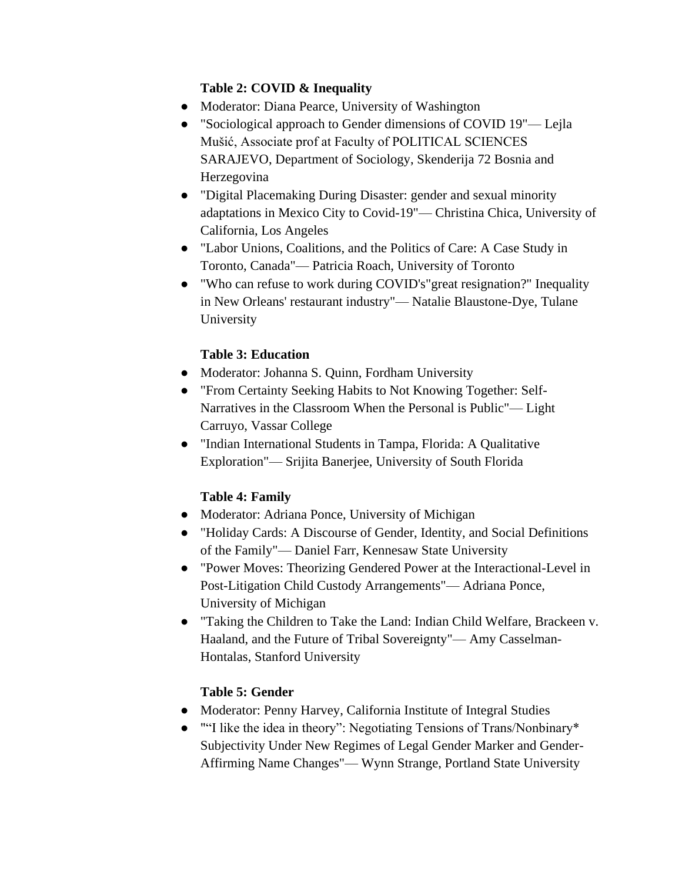**Table 2: COVID & Inequality**

- Moderator: Diana Pearce, University of Washington
- "Sociological approach to Gender dimensions of COVID 19"— Lejla Mušić, Associate prof at Faculty of POLITICAL SCIENCES SARAJEVO, Department of Sociology, Skenderija 72 Bosnia and Herzegovina
- "Digital Placemaking During Disaster: gender and sexual minority adaptations in Mexico City to Covid-19"— Christina Chica, University of California, Los Angeles
- "Labor Unions, Coalitions, and the Politics of Care: A Case Study in Toronto, Canada"— Patricia Roach, University of Toronto
- "Who can refuse to work during COVID's"great resignation?" Inequality in New Orleans' restaurant industry"— Natalie Blaustone-Dye, Tulane University

**Table 3: Education**

- Moderator: Johanna S. Quinn, Fordham University
- "From Certainty Seeking Habits to Not Knowing Together: Self-Narratives in the Classroom When the Personal is Public"— Light Carruyo, Vassar College
- "Indian International Students in Tampa, Florida: A Qualitative Exploration"— Srijita Banerjee, University of South Florida

**Table 4: Family**

- Moderator: Adriana Ponce, University of Michigan
- "Holiday Cards: A Discourse of Gender, Identity, and Social Definitions of the Family"— Daniel Farr, Kennesaw State University
- "Power Moves: Theorizing Gendered Power at the Interactional-Level in Post-Litigation Child Custody Arrangements"— Adriana Ponce, University of Michigan
- "Taking the Children to Take the Land: Indian Child Welfare, Brackeen v. Haaland, and the Future of Tribal Sovereignty"— Amy Casselman-Hontalas, Stanford University

**Table 5: Gender**

- Moderator: Penny Harvey, California Institute of Integral Studies
- "“I like the idea in theory”: Negotiating Tensions of Trans/Nonbinary* Subjectivity Under New Regimes of Legal Gender Marker and Gender-Affirming Name Changes"— Wynn Strange, Portland State University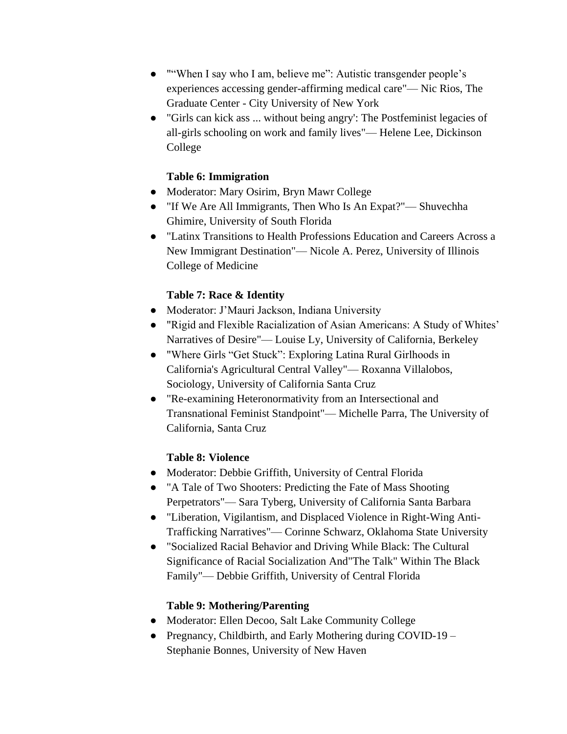- "“When I say who I am, believe me”: Autistic transgender people’s experiences accessing gender-affirming medical care"— Nic Rios, The Graduate Center - City University of New York
- "Girls can kick ass ... without being angry': The Postfeminist legacies of all-girls schooling on work and family lives"— Helene Lee, Dickinson College

**Table 6: Immigration**

- Moderator: Mary Osirim, Bryn Mawr College
- "If We Are All Immigrants, Then Who Is An Expat?"— Shuvechha Ghimire, University of South Florida
- "Latinx Transitions to Health Professions Education and Careers Across a New Immigrant Destination"— Nicole A. Perez, University of Illinois College of Medicine

**Table 7: Race & Identity**

- Moderator: J’Mauri Jackson, Indiana University
- "Rigid and Flexible Racialization of Asian Americans: A Study of Whites’ Narratives of Desire"— Louise Ly, University of California, Berkeley
- "Where Girls “Get Stuck”: Exploring Latina Rural Girlhoods in California's Agricultural Central Valley"— Roxanna Villalobos, Sociology, University of California Santa Cruz
- "Re-examining Heteronormativity from an Intersectional and Transnational Feminist Standpoint"— Michelle Parra, The University of California, Santa Cruz

**Table 8: Violence**

- Moderator: Debbie Griffith, University of Central Florida
- "A Tale of Two Shooters: Predicting the Fate of Mass Shooting Perpetrators"— Sara Tyberg, University of California Santa Barbara
- "Liberation, Vigilantism, and Displaced Violence in Right-Wing Anti-Trafficking Narratives"— Corinne Schwarz, Oklahoma State University
- "Socialized Racial Behavior and Driving While Black: The Cultural Significance of Racial Socialization And"The Talk" Within The Black Family"— Debbie Griffith, University of Central Florida

**Table 9: Mothering/Parenting**

- Moderator: Ellen Decoo, Salt Lake Community College
- Pregnancy, Childbirth, and Early Mothering during COVID-19 – Stephanie Bonnes, University of New Haven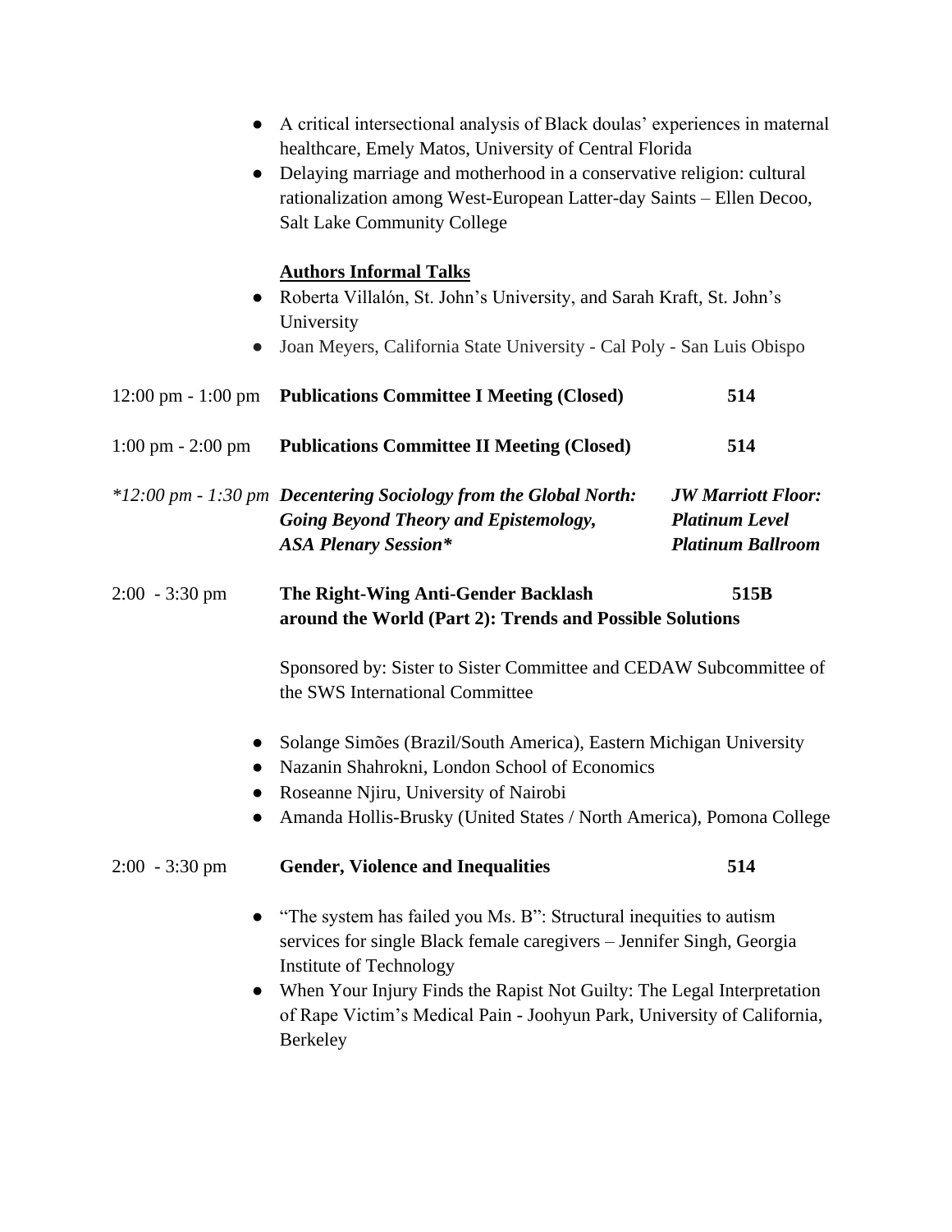- A critical intersectional analysis of Black doulas' experiences in maternal healthcare, Emely Matos, University of Central Florida
- Delaying marriage and motherhood in a conservative religion: cultural rationalization among West-European Latter-day Saints – Ellen Decoo, Salt Lake Community College

**Authors Informal Talks**

- Roberta Villalón, St. John's University, and Sarah Kraft, St. John's University
- Joan Meyers, California State University - Cal Poly - San Luis Obispo

12:00 pm - 1:00 pm **Publications Committee I Meeting (Closed)** **514**

1:00 pm - 2:00 pm **Publications Committee II Meeting (Closed)** **514**

*\*12:00 pm - 1:30 pm* ***Decentering Sociology from the Global North: Going Beyond Theory and Epistemology, ASA Plenary Session\**** ***JW Marriott Floor: Platinum Level Platinum Ballroom***

2:00 - 3:30 pm **The Right-Wing Anti-Gender Backlash around the World (Part 2): Trends and Possible Solutions** **515B**

Sponsored by: Sister to Sister Committee and CEDAW Subcommittee of the SWS International Committee

- Solange Simões (Brazil/South America), Eastern Michigan University
- Nazanin Shahrokni, London School of Economics
- Roseanne Njiru, University of Nairobi
- Amanda Hollis-Brusky (United States / North America), Pomona College

2:00 - 3:30 pm **Gender, Violence and Inequalities** **514**

- "The system has failed you Ms. B": Structural inequities to autism services for single Black female caregivers – Jennifer Singh, Georgia Institute of Technology
- When Your Injury Finds the Rapist Not Guilty: The Legal Interpretation of Rape Victim's Medical Pain - Joohyun Park, University of California, Berkeley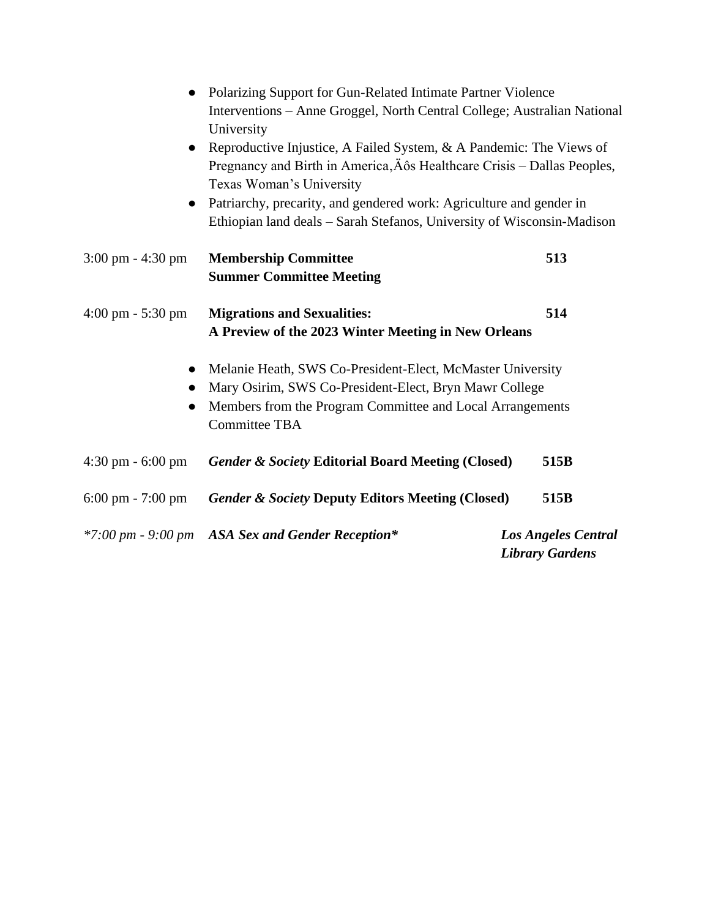- Polarizing Support for Gun-Related Intimate Partner Violence Interventions – Anne Groggel, North Central College; Australian National University
- Reproductive Injustice, A Failed System, & A Pandemic: The Views of Pregnancy and Birth in America‚Äôs Healthcare Crisis – Dallas Peoples, Texas Woman's University
- Patriarchy, precarity, and gendered work: Agriculture and gender in Ethiopian land deals – Sarah Stefanos, University of Wisconsin-Madison

3:00 pm - 4:30 pm **Membership Committee Summer Committee Meeting** 513

4:00 pm - 5:30 pm **Migrations and Sexualities: A Preview of the 2023 Winter Meeting in New Orleans** 514

- Melanie Heath, SWS Co-President-Elect, McMaster University
- Mary Osirim, SWS Co-President-Elect, Bryn Mawr College
- Members from the Program Committee and Local Arrangements Committee TBA

4:30 pm - 6:00 pm ***Gender & Society* Editorial Board Meeting (Closed)** 515B

6:00 pm - 7:00 pm ***Gender & Society* Deputy Editors Meeting (Closed)** 515B

*\*7:00 pm - 9:00 pm* ***ASA Sex and Gender Reception**** ***Los Angeles Central Library Gardens***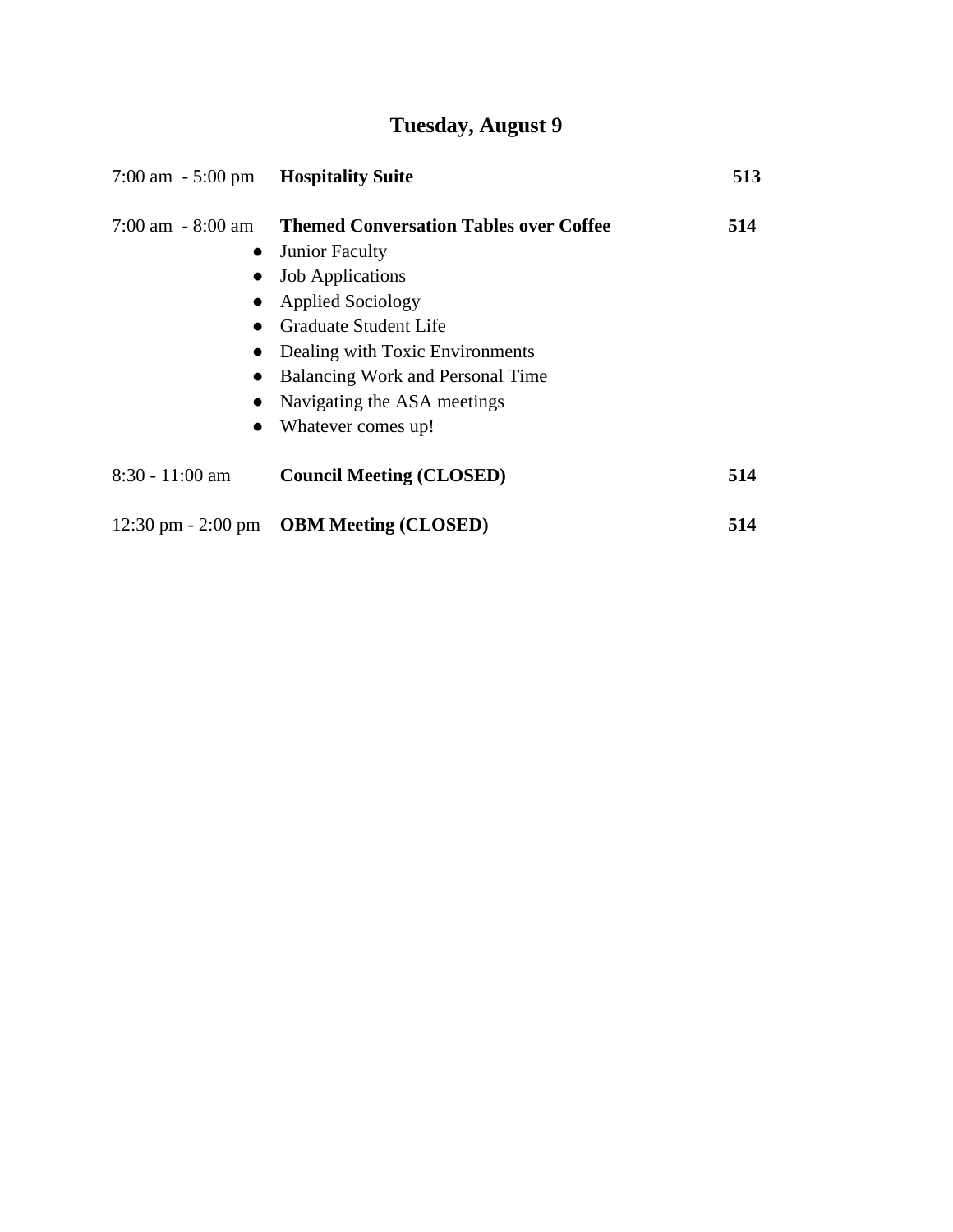## Tuesday, August 9

| | | |
|---|---|---|
| 7:00 am - 5:00 pm | **Hospitality Suite** | **513** |
| 7:00 am - 8:00 am | **Themed Conversation Tables over Coffee** | **514** |

- Junior Faculty
- Job Applications
- Applied Sociology
- Graduate Student Life
- Dealing with Toxic Environments
- Balancing Work and Personal Time
- Navigating the ASA meetings
- Whatever comes up!

| | | |
|---|---|---|
| 8:30 - 11:00 am | **Council Meeting (CLOSED)** | **514** |
| 12:30 pm - 2:00 pm | **OBM Meeting (CLOSED)** | **514** |